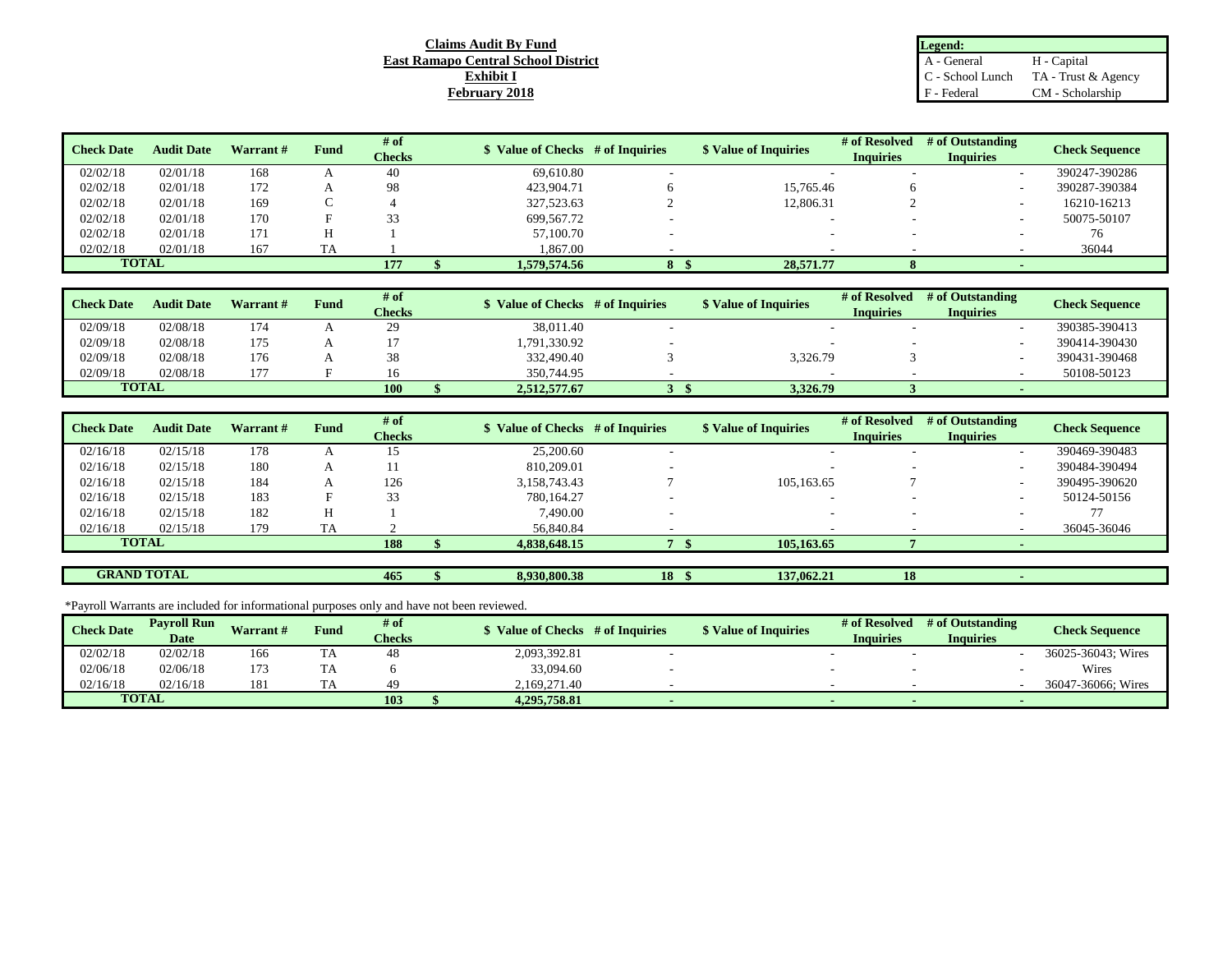**Claims Audit By Fund**
**East Ramapo Central School District**
**Exhibit I**
**February 2018**

| Legend: | |
|---|---|
| A - General | H - Capital |
| C - School Lunch | TA - Trust & Agency |
| F - Federal | CM - Scholarship |

| Check Date | Audit Date | Warrant # | Fund | # of Checks | $ Value of Checks | # of Inquiries | $ Value of Inquiries | # of Resolved Inquiries | # of Outstanding Inquiries | Check Sequence |
|---|---|---|---|---|---|---|---|---|---|---|
| 02/02/18 | 02/01/18 | 168 | A | 40 | 69,610.80 | - | - | - | - | 390247-390286 |
| 02/02/18 | 02/01/18 | 172 | A | 98 | 423,904.71 | 6 | 15,765.46 | 6 | - | 390287-390384 |
| 02/02/18 | 02/01/18 | 169 | C | 4 | 327,523.63 | 2 | 12,806.31 | 2 | - | 16210-16213 |
| 02/02/18 | 02/01/18 | 170 | F | 33 | 699,567.72 | - | - | - | - | 50075-50107 |
| 02/02/18 | 02/01/18 | 171 | H | 1 | 57,100.70 | - | - | - | - | 76 |
| 02/02/18 | 02/01/18 | 167 | TA | 1 | 1,867.00 | - | - | - | - | 36044 |
| **TOTAL** | | | | **177** | **$ 1,579,574.56** | **8** | **$ 28,571.77** | **8** | **-** | |

| Check Date | Audit Date | Warrant # | Fund | # of Checks | $ Value of Checks | # of Inquiries | $ Value of Inquiries | # of Resolved Inquiries | # of Outstanding Inquiries | Check Sequence |
|---|---|---|---|---|---|---|---|---|---|---|
| 02/09/18 | 02/08/18 | 174 | A | 29 | 38,011.40 | - | - | - | - | 390385-390413 |
| 02/09/18 | 02/08/18 | 175 | A | 17 | 1,791,330.92 | - | - | - | - | 390414-390430 |
| 02/09/18 | 02/08/18 | 176 | A | 38 | 332,490.40 | 3 | 3,326.79 | 3 | - | 390431-390468 |
| 02/09/18 | 02/08/18 | 177 | F | 16 | 350,744.95 | - | - | - | - | 50108-50123 |
| **TOTAL** | | | | **100** | **$ 2,512,577.67** | **3** | **$ 3,326.79** | **3** | **-** | |

| Check Date | Audit Date | Warrant # | Fund | # of Checks | $ Value of Checks | # of Inquiries | $ Value of Inquiries | # of Resolved Inquiries | # of Outstanding Inquiries | Check Sequence |
|---|---|---|---|---|---|---|---|---|---|---|
| 02/16/18 | 02/15/18 | 178 | A | 15 | 25,200.60 | - | - | - | - | 390469-390483 |
| 02/16/18 | 02/15/18 | 180 | A | 11 | 810,209.01 | - | - | - | - | 390484-390494 |
| 02/16/18 | 02/15/18 | 184 | A | 126 | 3,158,743.43 | 7 | 105,163.65 | 7 | - | 390495-390620 |
| 02/16/18 | 02/15/18 | 183 | F | 33 | 780,164.27 | - | - | - | - | 50124-50156 |
| 02/16/18 | 02/15/18 | 182 | H | 1 | 7,490.00 | - | - | - | - | 77 |
| 02/16/18 | 02/15/18 | 179 | TA | 2 | 56,840.84 | - | - | - | - | 36045-36046 |
| **TOTAL** | | | | **188** | **$ 4,838,648.15** | **7** | **$ 105,163.65** | **7** | **-** | |

| **GRAND TOTAL** | | | | **465** | **$ 8,930,800.38** | **18** | **$ 137,062.21** | **18** | **-** | |
|---|---|---|---|---|---|---|---|---|---|---|

*Payroll Warrants are included for informational purposes only and have not been reviewed.

| Check Date | Payroll Run Date | Warrant # | Fund | # of Checks | $ Value of Checks | # of Inquiries | $ Value of Inquiries | # of Resolved Inquiries | # of Outstanding Inquiries | Check Sequence |
|---|---|---|---|---|---|---|---|---|---|---|
| 02/02/18 | 02/02/18 | 166 | TA | 48 | 2,093,392.81 | - | - | - | - | 36025-36043; Wires |
| 02/06/18 | 02/06/18 | 173 | TA | 6 | 33,094.60 | - | - | - | - | Wires |
| 02/16/18 | 02/16/18 | 181 | TA | 49 | 2,169,271.40 | - | - | - | - | 36047-36066; Wires |
| **TOTAL** | | | | **103** | **$ 4,295,758.81** | **-** | **-** | **-** | **-** | |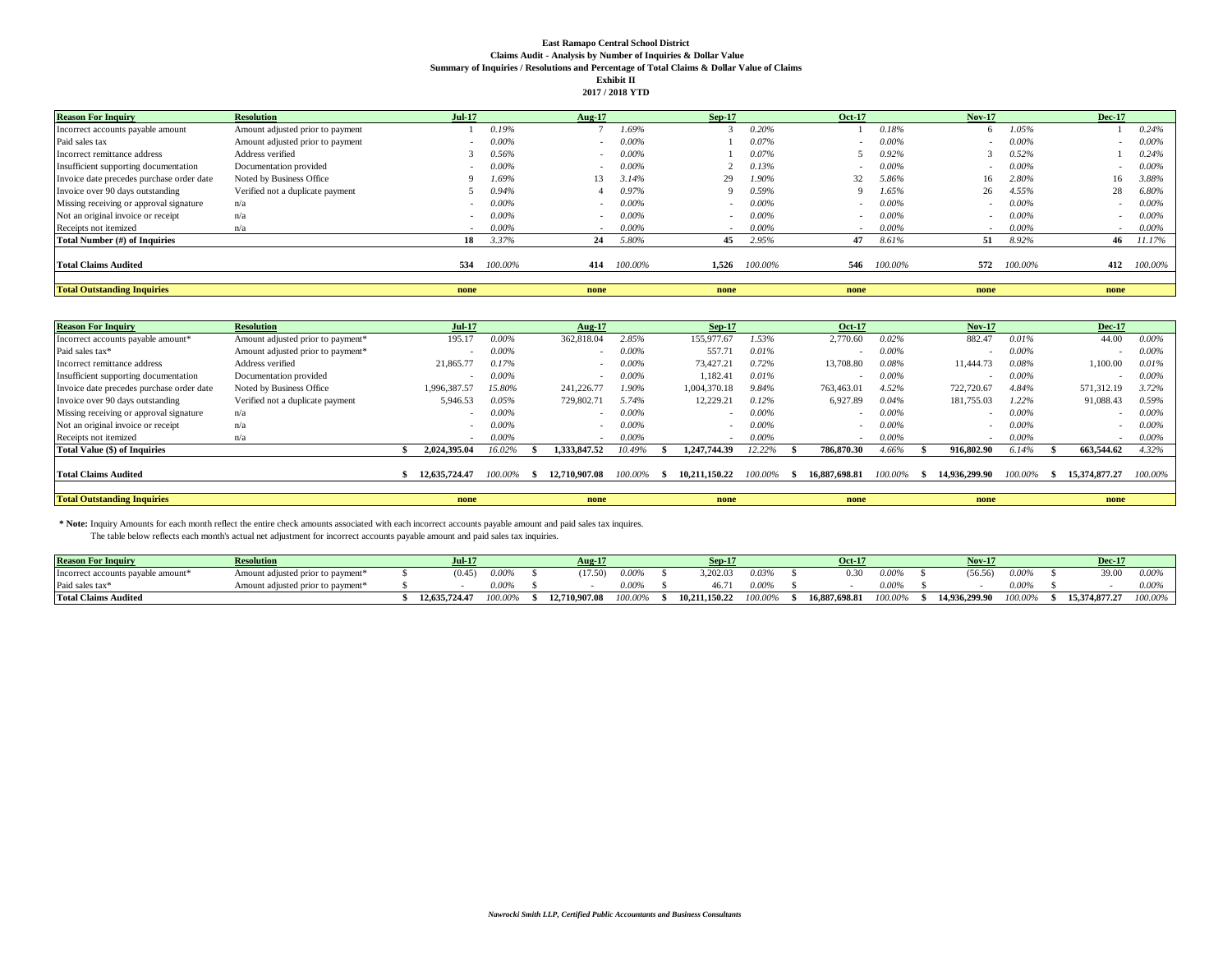**East Ramapo Central School District**
**Claims Audit - Analysis by Number of Inquiries & Dollar Value**
**Summary of Inquiries / Resolutions and Percentage of Total Claims & Dollar Value of Claims**
**Exhibit II**
**2017 / 2018 YTD**

| Reason For Inquiry | Resolution | Jul-17 | | Aug-17 | | Sep-17 | | Oct-17 | | Nov-17 | | Dec-17 | |
|---|---|---|---|---|---|---|---|---|---|---|---|---|---|
| Incorrect accounts payable amount | Amount adjusted prior to payment | 1 | 0.19% | 7 | 1.69% | 3 | 0.20% | 1 | 0.18% | 6 | 1.05% | 1 | 0.24% |
| Paid sales tax | Amount adjusted prior to payment | - | 0.00% | - | 0.00% | 1 | 0.07% | - | 0.00% | - | 0.00% | - | 0.00% |
| Incorrect remittance address | Address verified | 3 | 0.56% | - | 0.00% | 1 | 0.07% | 5 | 0.92% | 3 | 0.52% | 1 | 0.24% |
| Insufficient supporting documentation | Documentation provided | - | 0.00% | - | 0.00% | 2 | 0.13% | - | 0.00% | - | 0.00% | - | 0.00% |
| Invoice date precedes purchase order date | Noted by Business Office | 9 | 1.69% | 13 | 3.14% | 29 | 1.90% | 32 | 5.86% | 16 | 2.80% | 16 | 3.88% |
| Invoice over 90 days outstanding | Verified not a duplicate payment | 5 | 0.94% | 4 | 0.97% | 9 | 0.59% | 9 | 1.65% | 26 | 4.55% | 28 | 6.80% |
| Missing receiving or approval signature | n/a | - | 0.00% | - | 0.00% | - | 0.00% | - | 0.00% | - | 0.00% | - | 0.00% |
| Not an original invoice or receipt | n/a | - | 0.00% | - | 0.00% | - | 0.00% | - | 0.00% | - | 0.00% | - | 0.00% |
| Receipts not itemized | n/a | - | 0.00% | - | 0.00% | - | 0.00% | - | 0.00% | - | 0.00% | - | 0.00% |
| **Total Number (#) of Inquiries** | | **18** | 3.37% | **24** | 5.80% | **45** | 2.95% | **47** | 8.61% | **51** | 8.92% | **46** | 11.17% |
| **Total Claims Audited** | | **534** | 100.00% | **414** | 100.00% | **1,526** | 100.00% | **546** | 100.00% | **572** | 100.00% | **412** | 100.00% |
| **Total Outstanding Inquiries** | | **none** | | **none** | | **none** | | **none** | | **none** | | **none** | |

| Reason For Inquiry | Resolution | Jul-17 | | Aug-17 | | Sep-17 | | Oct-17 | | Nov-17 | | Dec-17 | |
|---|---|---|---|---|---|---|---|---|---|---|---|---|---|
| Incorrect accounts payable amount* | Amount adjusted prior to payment* | 195.17 | 0.00% | 362,818.04 | 2.85% | 155,977.67 | 1.53% | 2,770.60 | 0.02% | 882.47 | 0.01% | 44.00 | 0.00% |
| Paid sales tax* | Amount adjusted prior to payment* | - | 0.00% | - | 0.00% | 557.71 | 0.01% | - | 0.00% | - | 0.00% | - | 0.00% |
| Incorrect remittance address | Address verified | 21,865.77 | 0.17% | - | 0.00% | 73,427.21 | 0.72% | 13,708.80 | 0.08% | 11,444.73 | 0.08% | 1,100.00 | 0.01% |
| Insufficient supporting documentation | Documentation provided | - | 0.00% | - | 0.00% | 1,182.41 | 0.01% | - | 0.00% | - | 0.00% | - | 0.00% |
| Invoice date precedes purchase order date | Noted by Business Office | 1,996,387.57 | 15.80% | 241,226.77 | 1.90% | 1,004,370.18 | 9.84% | 763,463.01 | 4.52% | 722,720.67 | 4.84% | 571,312.19 | 3.72% |
| Invoice over 90 days outstanding | Verified not a duplicate payment | 5,946.53 | 0.05% | 729,802.71 | 5.74% | 12,229.21 | 0.12% | 6,927.89 | 0.04% | 181,755.03 | 1.22% | 91,088.43 | 0.59% |
| Missing receiving or approval signature | n/a | - | 0.00% | - | 0.00% | - | 0.00% | - | 0.00% | - | 0.00% | - | 0.00% |
| Not an original invoice or receipt | n/a | - | 0.00% | - | 0.00% | - | 0.00% | - | 0.00% | - | 0.00% | - | 0.00% |
| Receipts not itemized | n/a | - | 0.00% | - | 0.00% | - | 0.00% | - | 0.00% | - | 0.00% | - | 0.00% |
| **Total Value ($) of Inquiries** | | **$ 2,024,395.04** | 16.02% | **$ 1,333,847.52** | 10.49% | **$ 1,247,744.39** | 12.22% | **$ 786,870.30** | 4.66% | **$ 916,802.90** | 6.14% | **$ 663,544.62** | 4.32% |
| **Total Claims Audited** | | **$ 12,635,724.47** | 100.00% | **$ 12,710,907.08** | 100.00% | **$ 10,211,150.22** | 100.00% | **$ 16,887,698.81** | 100.00% | **$ 14,936,299.90** | 100.00% | **$ 15,374,877.27** | 100.00% |
| **Total Outstanding Inquiries** | | **none** | | **none** | | **none** | | **none** | | **none** | | **none** | |

**\* Note:** Inquiry Amounts for each month reflect the entire check amounts associated with each incorrect accounts payable amount and paid sales tax inquires.
The table below reflects each month's actual net adjustment for incorrect accounts payable amount and paid sales tax inquiries.

| Reason For Inquiry | Resolution | Jul-17 | | Aug-17 | | Sep-17 | | Oct-17 | | Nov-17 | | Dec-17 | |
|---|---|---|---|---|---|---|---|---|---|---|---|---|---|
| Incorrect accounts payable amount* | Amount adjusted prior to payment* | $ (0.45) | 0.00% | $ (17.50) | 0.00% | $ 3,202.03 | 0.03% | $ 0.30 | 0.00% | $ (56.56) | 0.00% | $ 39.00 | 0.00% |
| Paid sales tax* | Amount adjusted prior to payment* | $ - | 0.00% | $ - | 0.00% | $ 46.71 | 0.00% | $ - | 0.00% | $ - | 0.00% | $ - | 0.00% |
| **Total Claims Audited** | | **$ 12,635,724.47** | 100.00% | **$ 12,710,907.08** | 100.00% | **$ 10,211,150.22** | 100.00% | **$ 16,887,698.81** | 100.00% | **$ 14,936,299.90** | 100.00% | **$ 15,374,877.27** | 100.00% |

*Nawrocki Smith LLP, Certified Public Accountants and Business Consultants*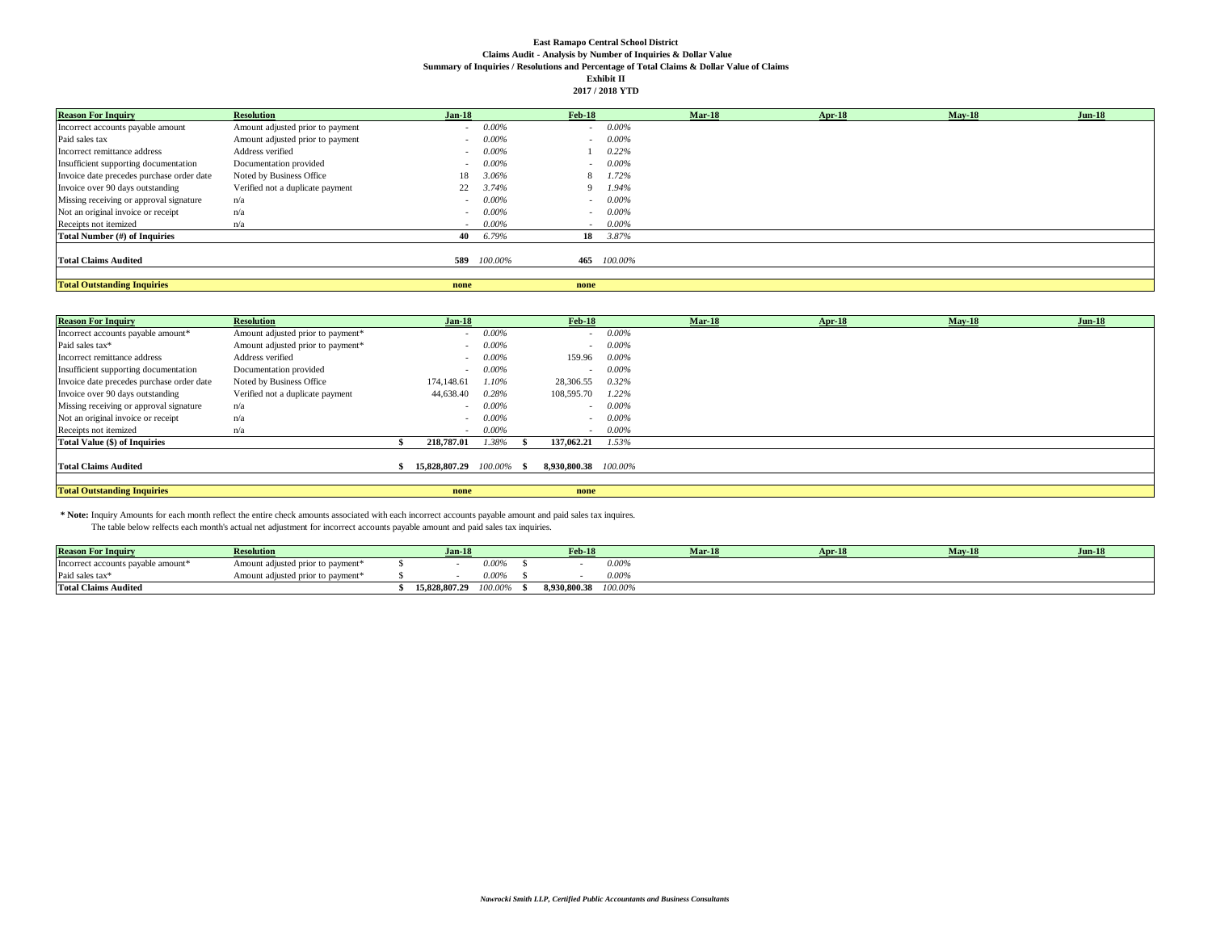**East Ramapo Central School District**
**Claims Audit - Analysis by Number of Inquiries & Dollar Value**
**Summary of Inquiries / Resolutions and Percentage of Total Claims & Dollar Value of Claims**
**Exhibit II**
**2017 / 2018 YTD**

| Reason For Inquiry | Resolution | Jan-18 | | Feb-18 | | Mar-18 | Apr-18 | May-18 | Jun-18 |
|---|---|---|---|---|---|---|---|---|---|
| Incorrect accounts payable amount | Amount adjusted prior to payment | - | 0.00% | - | 0.00% | | | | |
| Paid sales tax | Amount adjusted prior to payment | - | 0.00% | - | 0.00% | | | | |
| Incorrect remittance address | Address verified | - | 0.00% | 1 | 0.22% | | | | |
| Insufficient supporting documentation | Documentation provided | - | 0.00% | - | 0.00% | | | | |
| Invoice date precedes purchase order date | Noted by Business Office | 18 | 3.06% | 8 | 1.72% | | | | |
| Invoice over 90 days outstanding | Verified not a duplicate payment | 22 | 3.74% | 9 | 1.94% | | | | |
| Missing receiving or approval signature | n/a | - | 0.00% | - | 0.00% | | | | |
| Not an original invoice or receipt | n/a | - | 0.00% | - | 0.00% | | | | |
| Receipts not itemized | n/a | - | 0.00% | - | 0.00% | | | | |
| **Total Number (#) of Inquiries** | | **40** | 6.79% | **18** | 3.87% | | | | |
| **Total Claims Audited** | | **589** | 100.00% | **465** | 100.00% | | | | |
| **Total Outstanding Inquiries** | | **none** | | **none** | | | | | |

| Reason For Inquiry | Resolution | Jan-18 | | Feb-18 | | Mar-18 | Apr-18 | May-18 | Jun-18 |
|---|---|---|---|---|---|---|---|---|---|
| Incorrect accounts payable amount* | Amount adjusted prior to payment* | - | 0.00% | - | 0.00% | | | | |
| Paid sales tax* | Amount adjusted prior to payment* | - | 0.00% | - | 0.00% | | | | |
| Incorrect remittance address | Address verified | - | 0.00% | 159.96 | 0.00% | | | | |
| Insufficient supporting documentation | Documentation provided | - | 0.00% | - | 0.00% | | | | |
| Invoice date precedes purchase order date | Noted by Business Office | 174,148.61 | 1.10% | 28,306.55 | 0.32% | | | | |
| Invoice over 90 days outstanding | Verified not a duplicate payment | 44,638.40 | 0.28% | 108,595.70 | 1.22% | | | | |
| Missing receiving or approval signature | n/a | - | 0.00% | - | 0.00% | | | | |
| Not an original invoice or receipt | n/a | - | 0.00% | - | 0.00% | | | | |
| Receipts not itemized | n/a | - | 0.00% | - | 0.00% | | | | |
| **Total Value ($) of Inquiries** | | **$ 218,787.01** | 1.38% | **$ 137,062.21** | 1.53% | | | | |
| **Total Claims Audited** | | **$ 15,828,807.29** | 100.00% | **$ 8,930,800.38** | 100.00% | | | | |
| **Total Outstanding Inquiries** | | **none** | | **none** | | | | | |

**\* Note:** Inquiry Amounts for each month reflect the entire check amounts associated with each incorrect accounts payable amount and paid sales tax inquires.
The table below relfects each month's actual net adjustment for incorrect accounts payable amount and paid sales tax inquiries.

| Reason For Inquiry | Resolution | Jan-18 | | Feb-18 | | Mar-18 | Apr-18 | May-18 | Jun-18 |
|---|---|---|---|---|---|---|---|---|---|
| Incorrect accounts payable amount* | Amount adjusted prior to payment* | $ - | 0.00% | $ - | 0.00% | | | | |
| Paid sales tax* | Amount adjusted prior to payment* | $ - | 0.00% | $ - | 0.00% | | | | |
| **Total Claims Audited** | | **$ 15,828,807.29** | 100.00% | **$ 8,930,800.38** | 100.00% | | | | |

*Nawrocki Smith LLP, Certified Public Accountants and Business Consultants*